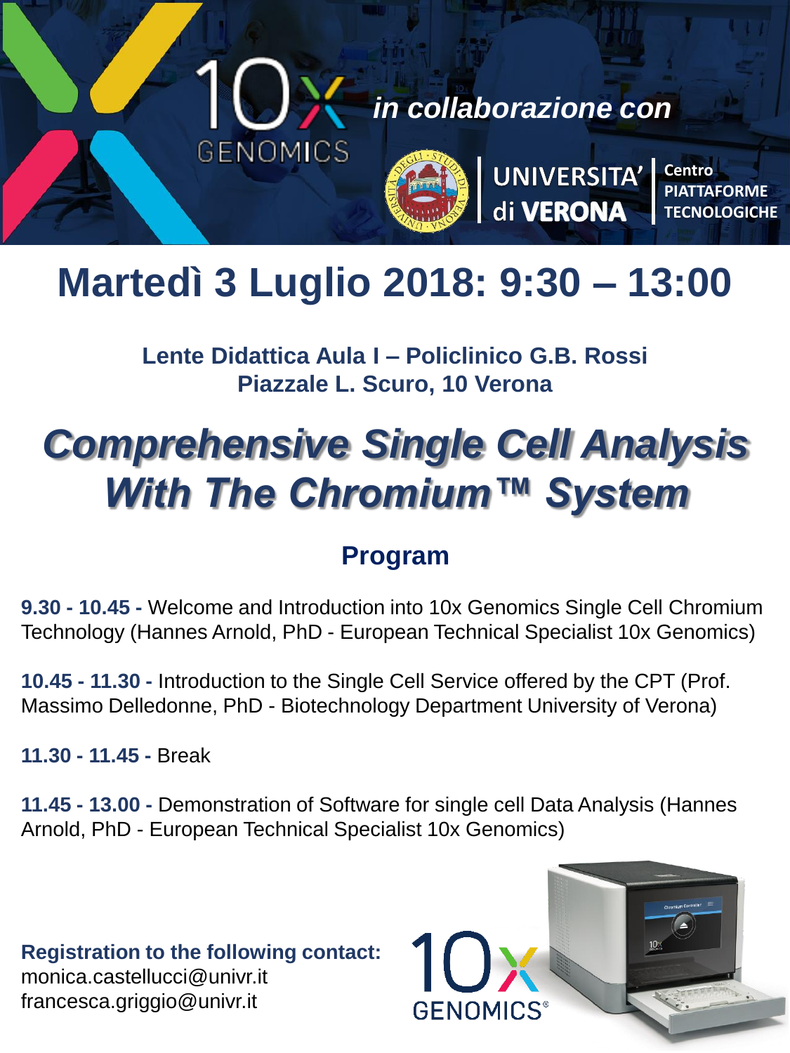10x GENOMICS *in collaborazione con* UNIVERSITA' di VERONA | Centro PIATTAFORME TECNOLOGICHE

# Martedì 3 Luglio 2018: 9:30 – 13:00

**Lente Didattica Aula I – Policlinico G.B. Rossi**
**Piazzale L. Scuro, 10 Verona**

# *Comprehensive Single Cell Analysis With The Chromium™ System*

## Program

**9.30 - 10.45 -** Welcome and Introduction into 10x Genomics Single Cell Chromium Technology (Hannes Arnold, PhD - European Technical Specialist 10x Genomics)

**10.45 - 11.30 -** Introduction to the Single Cell Service offered by the CPT (Prof. Massimo Delledonne, PhD - Biotechnology Department University of Verona)

**11.30 - 11.45 -** Break

**11.45 - 13.00 -** Demonstration of Software for single cell Data Analysis (Hannes Arnold, PhD - European Technical Specialist 10x Genomics)

**Registration to the following contact:**
monica.castellucci@univr.it
francesca.griggio@univr.it

10x GENOMICS®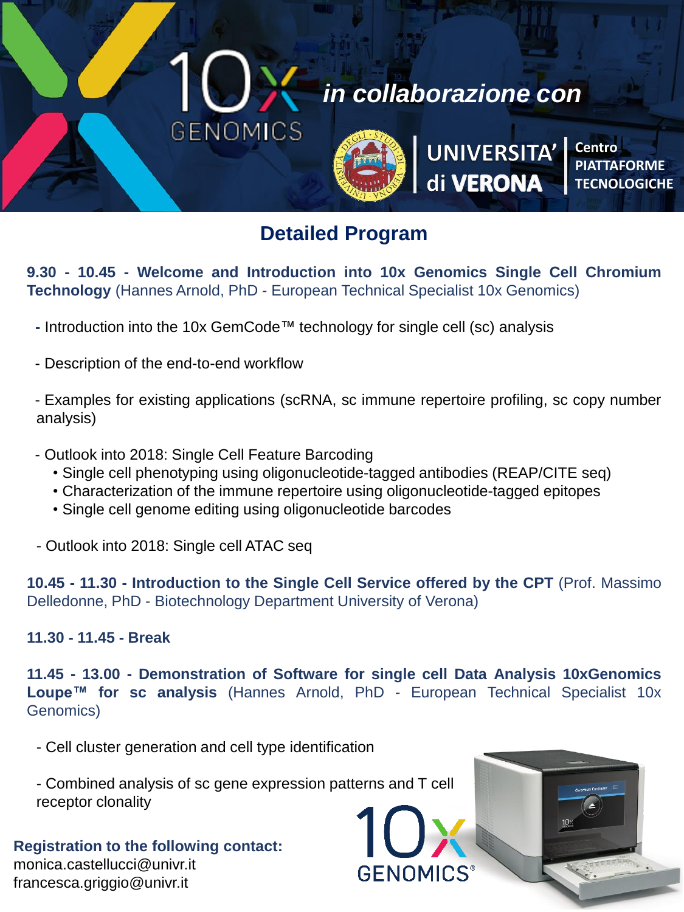10x GENOMICS *in collaborazione con* UNIVERSITA' di VERONA Centro PIATTAFORME TECNOLOGICHE

## Detailed Program

**9.30 - 10.45 - Welcome and Introduction into 10x Genomics Single Cell Chromium Technology** (Hannes Arnold, PhD - European Technical Specialist 10x Genomics)

- Introduction into the 10x GemCode™ technology for single cell (sc) analysis
- Description of the end-to-end workflow
- Examples for existing applications (scRNA, sc immune repertoire profiling, sc copy number analysis)
- Outlook into 2018: Single Cell Feature Barcoding
  - Single cell phenotyping using oligonucleotide-tagged antibodies (REAP/CITE seq)
  - Characterization of the immune repertoire using oligonucleotide-tagged epitopes
  - Single cell genome editing using oligonucleotide barcodes
- Outlook into 2018: Single cell ATAC seq

**10.45 - 11.30 - Introduction to the Single Cell Service offered by the CPT** (Prof. Massimo Delledonne, PhD - Biotechnology Department University of Verona)

**11.30 - 11.45 - Break**

**11.45 - 13.00 - Demonstration of Software for single cell Data Analysis 10xGenomics Loupe™ for sc analysis** (Hannes Arnold, PhD - European Technical Specialist 10x Genomics)

- Cell cluster generation and cell type identification
- Combined analysis of sc gene expression patterns and T cell receptor clonality

**Registration to the following contact:**
monica.castellucci@univr.it
francesca.griggio@univr.it

10x GENOMICS®